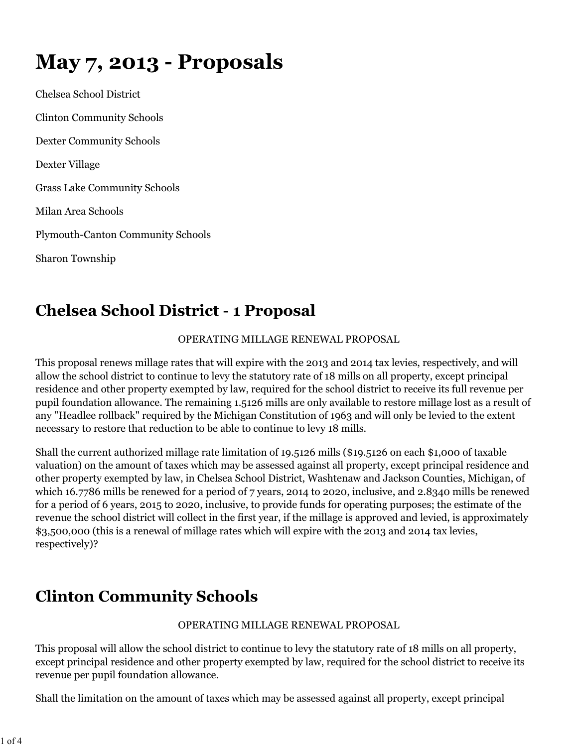# May 7, 2013 - Proposals

Chelsea School District

Clinton Community Schools

Dexter Community Schools

Dexter Village

Grass Lake Community Schools

Milan Area Schools

Plymouth-Canton Community Schools

Sharon Township

## Chelsea School District - 1 Proposal

OPERATING MILLAGE RENEWAL PROPOSAL

This proposal renews millage rates that will expire with the 2013 and 2014 tax levies, respectively, and will allow the school district to continue to levy the statutory rate of 18 mills on all property, except principal residence and other property exempted by law, required for the school district to receive its full revenue per pupil foundation allowance. The remaining 1.5126 mills are only available to restore millage lost as a result of any "Headlee rollback" required by the Michigan Constitution of 1963 and will only be levied to the extent necessary to restore that reduction to be able to continue to levy 18 mills.

Shall the current authorized millage rate limitation of 19.5126 mills ($19.5126 on each $1,000 of taxable valuation) on the amount of taxes which may be assessed against all property, except principal residence and other property exempted by law, in Chelsea School District, Washtenaw and Jackson Counties, Michigan, of which 16.7786 mills be renewed for a period of 7 years, 2014 to 2020, inclusive, and 2.8340 mills be renewed for a period of 6 years, 2015 to 2020, inclusive, to provide funds for operating purposes; the estimate of the revenue the school district will collect in the first year, if the millage is approved and levied, is approximately $3,500,000 (this is a renewal of millage rates which will expire with the 2013 and 2014 tax levies, respectively)?

## Clinton Community Schools

OPERATING MILLAGE RENEWAL PROPOSAL

This proposal will allow the school district to continue to levy the statutory rate of 18 mills on all property, except principal residence and other property exempted by law, required for the school district to receive its revenue per pupil foundation allowance.

Shall the limitation on the amount of taxes which may be assessed against all property, except principal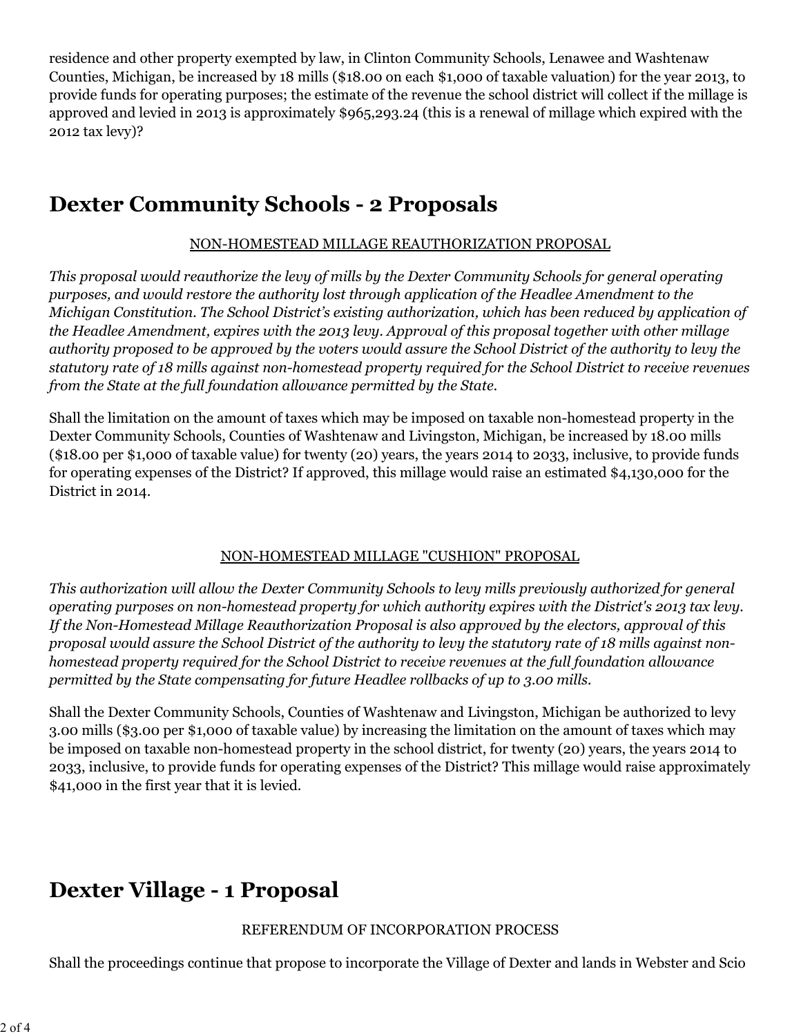residence and other property exempted by law, in Clinton Community Schools, Lenawee and Washtenaw Counties, Michigan, be increased by 18 mills ($18.00 on each $1,000 of taxable valuation) for the year 2013, to provide funds for operating purposes; the estimate of the revenue the school district will collect if the millage is approved and levied in 2013 is approximately $965,293.24 (this is a renewal of millage which expired with the 2012 tax levy)?

# Dexter Community Schools - 2 Proposals

NON-HOMESTEAD MILLAGE REAUTHORIZATION PROPOSAL

*This proposal would reauthorize the levy of mills by the Dexter Community Schools for general operating purposes, and would restore the authority lost through application of the Headlee Amendment to the Michigan Constitution. The School District's existing authorization, which has been reduced by application of the Headlee Amendment, expires with the 2013 levy. Approval of this proposal together with other millage authority proposed to be approved by the voters would assure the School District of the authority to levy the statutory rate of 18 mills against non-homestead property required for the School District to receive revenues from the State at the full foundation allowance permitted by the State.*

Shall the limitation on the amount of taxes which may be imposed on taxable non-homestead property in the Dexter Community Schools, Counties of Washtenaw and Livingston, Michigan, be increased by 18.00 mills ($18.00 per $1,000 of taxable value) for twenty (20) years, the years 2014 to 2033, inclusive, to provide funds for operating expenses of the District? If approved, this millage would raise an estimated $4,130,000 for the District in 2014.

NON-HOMESTEAD MILLAGE "CUSHION" PROPOSAL

*This authorization will allow the Dexter Community Schools to levy mills previously authorized for general operating purposes on non-homestead property for which authority expires with the District's 2013 tax levy. If the Non-Homestead Millage Reauthorization Proposal is also approved by the electors, approval of this proposal would assure the School District of the authority to levy the statutory rate of 18 mills against non-homestead property required for the School District to receive revenues at the full foundation allowance permitted by the State compensating for future Headlee rollbacks of up to 3.00 mills.*

Shall the Dexter Community Schools, Counties of Washtenaw and Livingston, Michigan be authorized to levy 3.00 mills ($3.00 per $1,000 of taxable value) by increasing the limitation on the amount of taxes which may be imposed on taxable non-homestead property in the school district, for twenty (20) years, the years 2014 to 2033, inclusive, to provide funds for operating expenses of the District? This millage would raise approximately $41,000 in the first year that it is levied.

# Dexter Village - 1 Proposal

REFERENDUM OF INCORPORATION PROCESS

Shall the proceedings continue that propose to incorporate the Village of Dexter and lands in Webster and Scio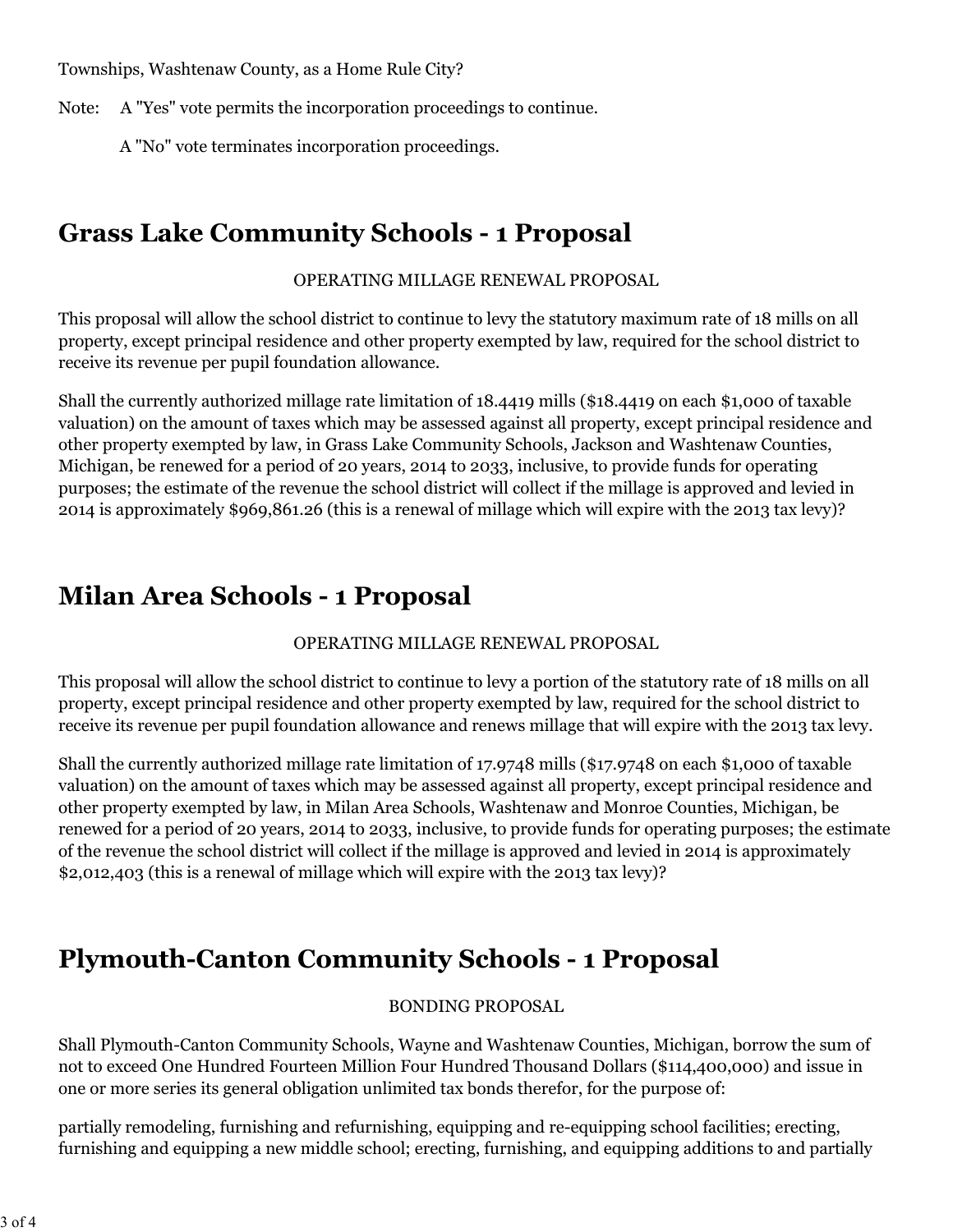Townships, Washtenaw County, as a Home Rule City?

Note: A "Yes" vote permits the incorporation proceedings to continue.

A "No" vote terminates incorporation proceedings.

## Grass Lake Community Schools - 1 Proposal

OPERATING MILLAGE RENEWAL PROPOSAL

This proposal will allow the school district to continue to levy the statutory maximum rate of 18 mills on all property, except principal residence and other property exempted by law, required for the school district to receive its revenue per pupil foundation allowance.

Shall the currently authorized millage rate limitation of 18.4419 mills ($18.4419 on each $1,000 of taxable valuation) on the amount of taxes which may be assessed against all property, except principal residence and other property exempted by law, in Grass Lake Community Schools, Jackson and Washtenaw Counties, Michigan, be renewed for a period of 20 years, 2014 to 2033, inclusive, to provide funds for operating purposes; the estimate of the revenue the school district will collect if the millage is approved and levied in 2014 is approximately $969,861.26 (this is a renewal of millage which will expire with the 2013 tax levy)?

## Milan Area Schools - 1 Proposal

OPERATING MILLAGE RENEWAL PROPOSAL

This proposal will allow the school district to continue to levy a portion of the statutory rate of 18 mills on all property, except principal residence and other property exempted by law, required for the school district to receive its revenue per pupil foundation allowance and renews millage that will expire with the 2013 tax levy.

Shall the currently authorized millage rate limitation of 17.9748 mills ($17.9748 on each $1,000 of taxable valuation) on the amount of taxes which may be assessed against all property, except principal residence and other property exempted by law, in Milan Area Schools, Washtenaw and Monroe Counties, Michigan, be renewed for a period of 20 years, 2014 to 2033, inclusive, to provide funds for operating purposes; the estimate of the revenue the school district will collect if the millage is approved and levied in 2014 is approximately $2,012,403 (this is a renewal of millage which will expire with the 2013 tax levy)?

## Plymouth-Canton Community Schools - 1 Proposal

BONDING PROPOSAL

Shall Plymouth-Canton Community Schools, Wayne and Washtenaw Counties, Michigan, borrow the sum of not to exceed One Hundred Fourteen Million Four Hundred Thousand Dollars ($114,400,000) and issue in one or more series its general obligation unlimited tax bonds therefor, for the purpose of:

partially remodeling, furnishing and refurnishing, equipping and re-equipping school facilities; erecting, furnishing and equipping a new middle school; erecting, furnishing, and equipping additions to and partially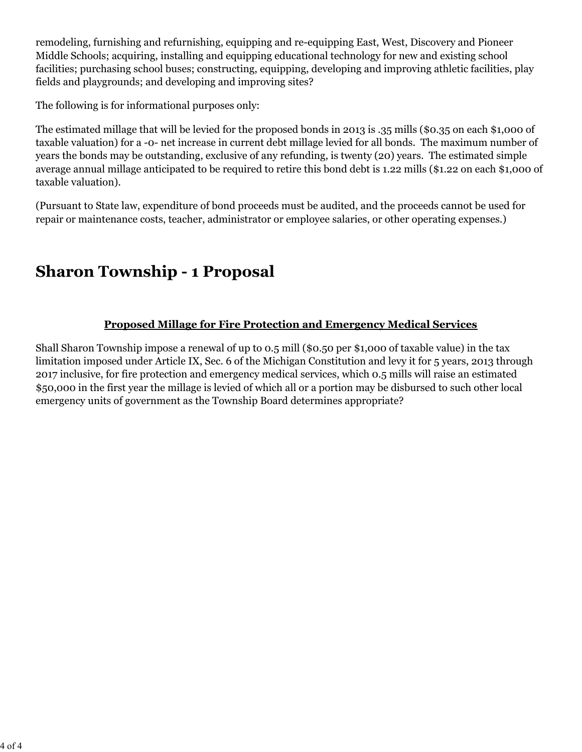remodeling, furnishing and refurnishing, equipping and re-equipping East, West, Discovery and Pioneer Middle Schools; acquiring, installing and equipping educational technology for new and existing school facilities; purchasing school buses; constructing, equipping, developing and improving athletic facilities, play fields and playgrounds; and developing and improving sites?

The following is for informational purposes only:

The estimated millage that will be levied for the proposed bonds in 2013 is .35 mills ($0.35 on each $1,000 of taxable valuation) for a -0- net increase in current debt millage levied for all bonds. The maximum number of years the bonds may be outstanding, exclusive of any refunding, is twenty (20) years. The estimated simple average annual millage anticipated to be required to retire this bond debt is 1.22 mills ($1.22 on each $1,000 of taxable valuation).

(Pursuant to State law, expenditure of bond proceeds must be audited, and the proceeds cannot be used for repair or maintenance costs, teacher, administrator or employee salaries, or other operating expenses.)

# Sharon Township - 1 Proposal

**Proposed Millage for Fire Protection and Emergency Medical Services**

Shall Sharon Township impose a renewal of up to 0.5 mill ($0.50 per $1,000 of taxable value) in the tax limitation imposed under Article IX, Sec. 6 of the Michigan Constitution and levy it for 5 years, 2013 through 2017 inclusive, for fire protection and emergency medical services, which 0.5 mills will raise an estimated $50,000 in the first year the millage is levied of which all or a portion may be disbursed to such other local emergency units of government as the Township Board determines appropriate?